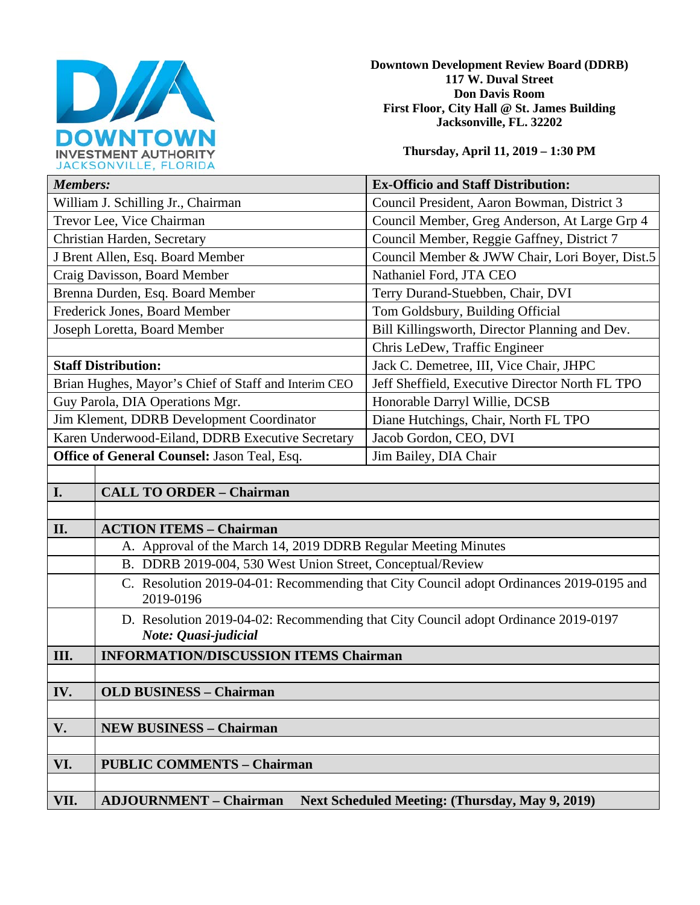DOWNTOWN INVESTMENT AUTHORITY
JACKSONVILLE, FLORIDA

**Downtown Development Review Board (DDRB)**
**117 W. Duval Street**
**Don Davis Room**
**First Floor, City Hall @ St. James Building**
**Jacksonville, FL. 32202**

**Thursday, April 11, 2019 – 1:30 PM**

| ***Members:*** | **Ex-Officio and Staff Distribution:** |
|---|---|
| William J. Schilling Jr., Chairman | Council President, Aaron Bowman, District 3 |
| Trevor Lee, Vice Chairman | Council Member, Greg Anderson, At Large Grp 4 |
| Christian Harden, Secretary | Council Member, Reggie Gaffney, District 7 |
| J Brent Allen, Esq. Board Member | Council Member & JWW Chair, Lori Boyer, Dist.5 |
| Craig Davisson, Board Member | Nathaniel Ford, JTA CEO |
| Brenna Durden, Esq. Board Member | Terry Durand-Stuebben, Chair, DVI |
| Frederick Jones, Board Member | Tom Goldsbury, Building Official |
| Joseph Loretta, Board Member | Bill Killingsworth, Director Planning and Dev. |
| | Chris LeDew, Traffic Engineer |
| **Staff Distribution:** | Jack C. Demetree, III, Vice Chair, JHPC |
| Brian Hughes, Mayor's Chief of Staff and Interim CEO | Jeff Sheffield, Executive Director North FL TPO |
| Guy Parola, DIA Operations Mgr. | Honorable Darryl Willie, DCSB |
| Jim Klement, DDRB Development Coordinator | Diane Hutchings, Chair, North FL TPO |
| Karen Underwood-Eiland, DDRB Executive Secretary | Jacob Gordon, CEO, DVI |
| **Office of General Counsel:** Jason Teal, Esq. | Jim Bailey, DIA Chair |

| | |
|---|---|
| **I.** | **CALL TO ORDER – Chairman** |
| | |
| **II.** | **ACTION ITEMS – Chairman** |
| | A. Approval of the March 14, 2019 DDRB Regular Meeting Minutes |
| | B. DDRB 2019-004, 530 West Union Street, Conceptual/Review |
| | C. Resolution 2019-04-01: Recommending that City Council adopt Ordinances 2019-0195 and 2019-0196 |
| | D. Resolution 2019-04-02: Recommending that City Council adopt Ordinance 2019-0197 ***Note: Quasi-judicial*** |
| **III.** | **INFORMATION/DISCUSSION ITEMS Chairman** |
| | |
| **IV.** | **OLD BUSINESS – Chairman** |
| | |
| **V.** | **NEW BUSINESS – Chairman** |
| | |
| **VI.** | **PUBLIC COMMENTS – Chairman** |
| | |
| **VII.** | **ADJOURNMENT – Chairman Next Scheduled Meeting: (Thursday, May 9, 2019)** |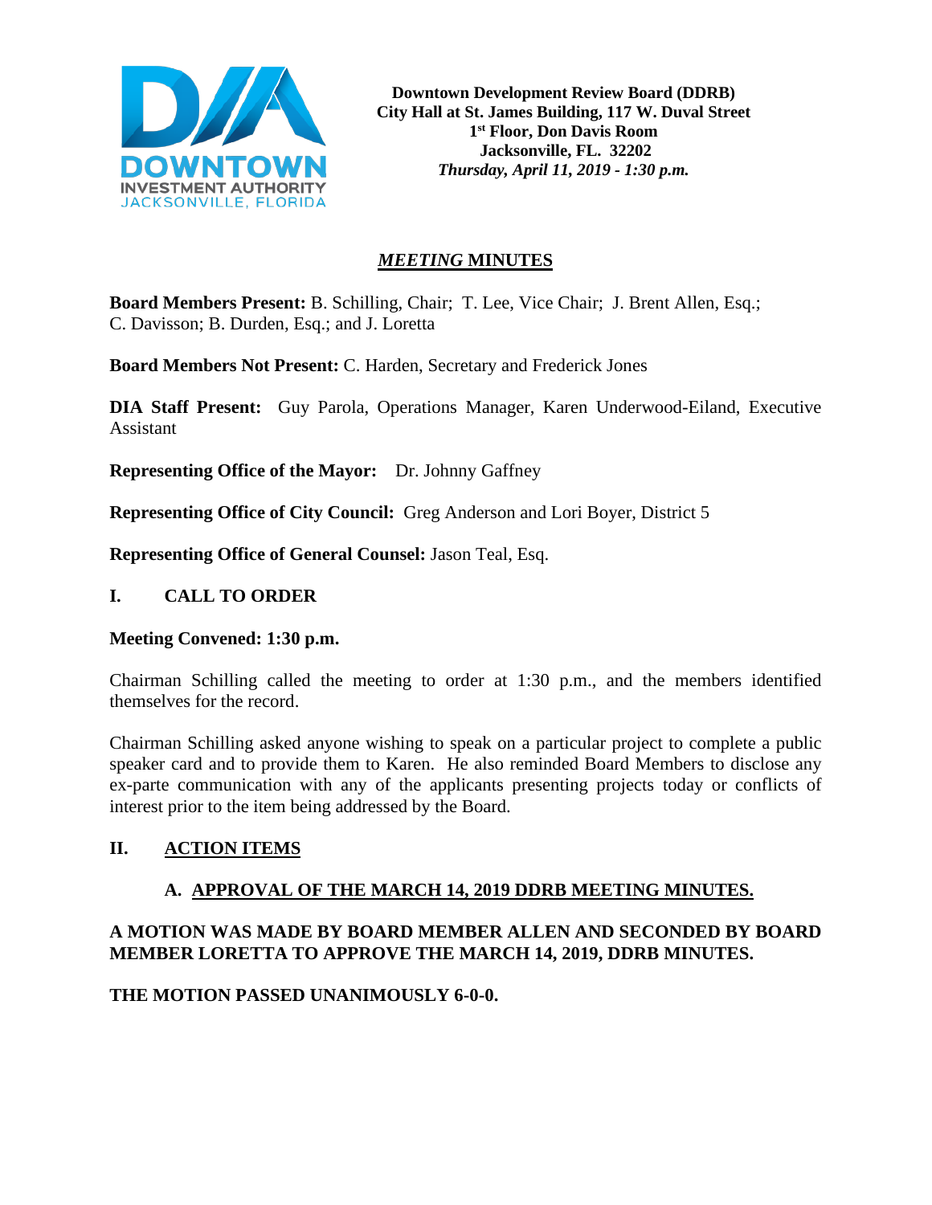Downtown Development Review Board (DDRB)
City Hall at St. James Building, 117 W. Duval Street
1st Floor, Don Davis Room
Jacksonville, FL. 32202
*Thursday, April 11, 2019 - 1:30 p.m.*

# *MEETING* MINUTES

**Board Members Present:** B. Schilling, Chair; T. Lee, Vice Chair; J. Brent Allen, Esq.; C. Davisson; B. Durden, Esq.; and J. Loretta

**Board Members Not Present:** C. Harden, Secretary and Frederick Jones

**DIA Staff Present:** Guy Parola, Operations Manager, Karen Underwood-Eiland, Executive Assistant

**Representing Office of the Mayor:** Dr. Johnny Gaffney

**Representing Office of City Council:** Greg Anderson and Lori Boyer, District 5

**Representing Office of General Counsel:** Jason Teal, Esq.

## I. CALL TO ORDER

**Meeting Convened: 1:30 p.m.**

Chairman Schilling called the meeting to order at 1:30 p.m., and the members identified themselves for the record.

Chairman Schilling asked anyone wishing to speak on a particular project to complete a public speaker card and to provide them to Karen. He also reminded Board Members to disclose any ex-parte communication with any of the applicants presenting projects today or conflicts of interest prior to the item being addressed by the Board.

## II. ACTION ITEMS

### A. APPROVAL OF THE MARCH 14, 2019 DDRB MEETING MINUTES.

**A MOTION WAS MADE BY BOARD MEMBER ALLEN AND SECONDED BY BOARD MEMBER LORETTA TO APPROVE THE MARCH 14, 2019, DDRB MINUTES.**

**THE MOTION PASSED UNANIMOUSLY 6-0-0.**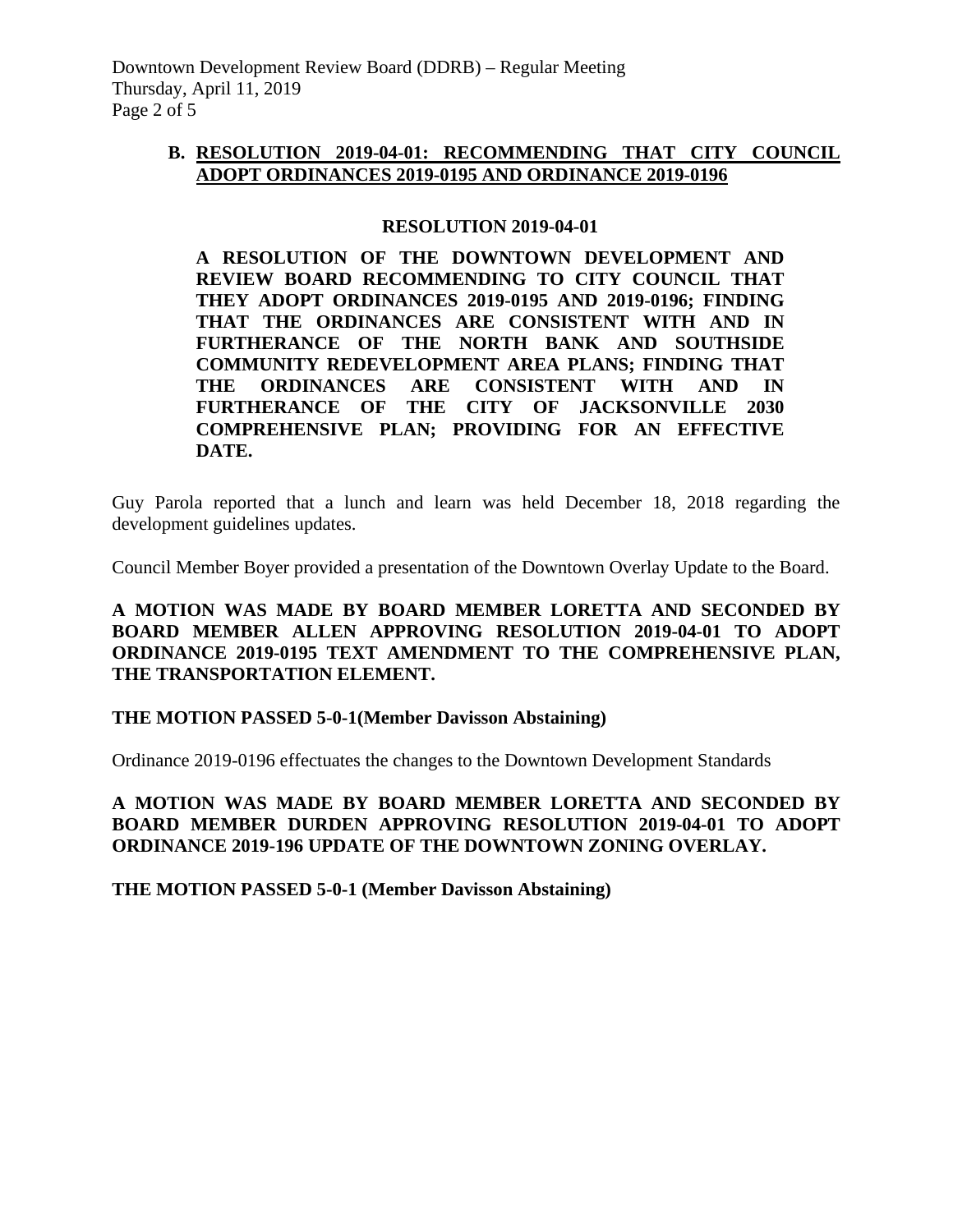**B. <u>RESOLUTION 2019-04-01: RECOMMENDING THAT CITY COUNCIL ADOPT ORDINANCES 2019-0195 AND ORDINANCE 2019-0196</u>**

**RESOLUTION 2019-04-01**

**A RESOLUTION OF THE DOWNTOWN DEVELOPMENT AND REVIEW BOARD RECOMMENDING TO CITY COUNCIL THAT THEY ADOPT ORDINANCES 2019-0195 AND 2019-0196; FINDING THAT THE ORDINANCES ARE CONSISTENT WITH AND IN FURTHERANCE OF THE NORTH BANK AND SOUTHSIDE COMMUNITY REDEVELOPMENT AREA PLANS; FINDING THAT THE ORDINANCES ARE CONSISTENT WITH AND IN FURTHERANCE OF THE CITY OF JACKSONVILLE 2030 COMPREHENSIVE PLAN; PROVIDING FOR AN EFFECTIVE DATE.**

Guy Parola reported that a lunch and learn was held December 18, 2018 regarding the development guidelines updates.

Council Member Boyer provided a presentation of the Downtown Overlay Update to the Board.

**A MOTION WAS MADE BY BOARD MEMBER LORETTA AND SECONDED BY BOARD MEMBER ALLEN APPROVING RESOLUTION 2019-04-01 TO ADOPT ORDINANCE 2019-0195 TEXT AMENDMENT TO THE COMPREHENSIVE PLAN, THE TRANSPORTATION ELEMENT.**

**THE MOTION PASSED 5-0-1(Member Davisson Abstaining)**

Ordinance 2019-0196 effectuates the changes to the Downtown Development Standards

**A MOTION WAS MADE BY BOARD MEMBER LORETTA AND SECONDED BY BOARD MEMBER DURDEN APPROVING RESOLUTION 2019-04-01 TO ADOPT ORDINANCE 2019-196 UPDATE OF THE DOWNTOWN ZONING OVERLAY.**

**THE MOTION PASSED 5-0-1 (Member Davisson Abstaining)**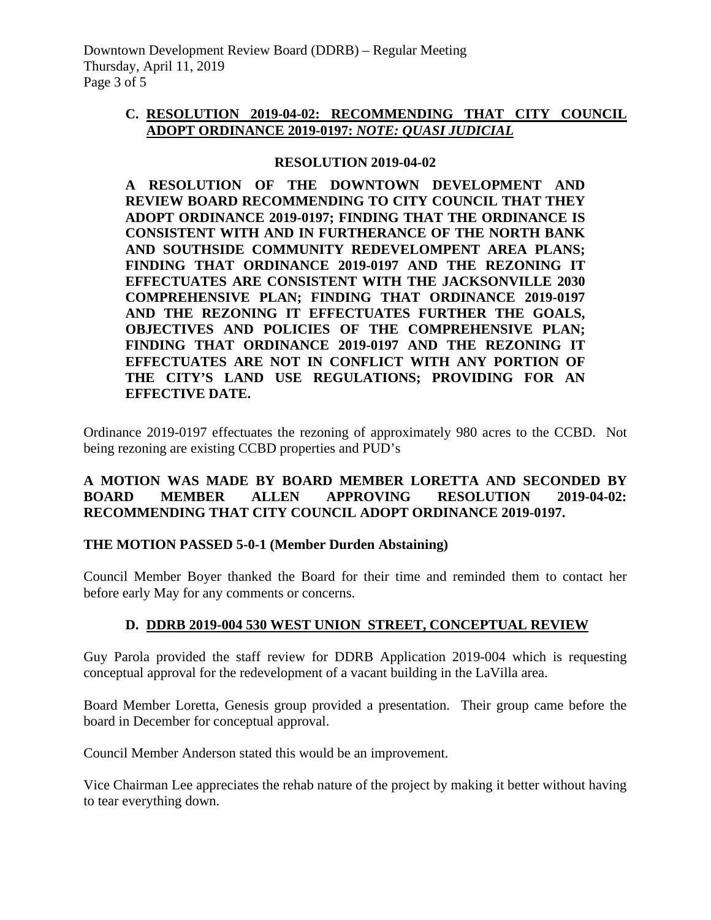### C. RESOLUTION 2019-04-02: RECOMMENDING THAT CITY COUNCIL ADOPT ORDINANCE 2019-0197: *NOTE: QUASI JUDICIAL*

**RESOLUTION 2019-04-02**

**A RESOLUTION OF THE DOWNTOWN DEVELOPMENT AND REVIEW BOARD RECOMMENDING TO CITY COUNCIL THAT THEY ADOPT ORDINANCE 2019-0197; FINDING THAT THE ORDINANCE IS CONSISTENT WITH AND IN FURTHERANCE OF THE NORTH BANK AND SOUTHSIDE COMMUNITY REDEVELOMPENT AREA PLANS; FINDING THAT ORDINANCE 2019-0197 AND THE REZONING IT EFFECTUATES ARE CONSISTENT WITH THE JACKSONVILLE 2030 COMPREHENSIVE PLAN; FINDING THAT ORDINANCE 2019-0197 AND THE REZONING IT EFFECTUATES FURTHER THE GOALS, OBJECTIVES AND POLICIES OF THE COMPREHENSIVE PLAN; FINDING THAT ORDINANCE 2019-0197 AND THE REZONING IT EFFECTUATES ARE NOT IN CONFLICT WITH ANY PORTION OF THE CITY'S LAND USE REGULATIONS; PROVIDING FOR AN EFFECTIVE DATE.**

Ordinance 2019-0197 effectuates the rezoning of approximately 980 acres to the CCBD. Not being rezoning are existing CCBD properties and PUD's

**A MOTION WAS MADE BY BOARD MEMBER LORETTA AND SECONDED BY BOARD MEMBER ALLEN APPROVING RESOLUTION 2019-04-02: RECOMMENDING THAT CITY COUNCIL ADOPT ORDINANCE 2019-0197.**

**THE MOTION PASSED 5-0-1 (Member Durden Abstaining)**

Council Member Boyer thanked the Board for their time and reminded them to contact her before early May for any comments or concerns.

### D. DDRB 2019-004 530 WEST UNION STREET, CONCEPTUAL REVIEW

Guy Parola provided the staff review for DDRB Application 2019-004 which is requesting conceptual approval for the redevelopment of a vacant building in the LaVilla area.

Board Member Loretta, Genesis group provided a presentation. Their group came before the board in December for conceptual approval.

Council Member Anderson stated this would be an improvement.

Vice Chairman Lee appreciates the rehab nature of the project by making it better without having to tear everything down.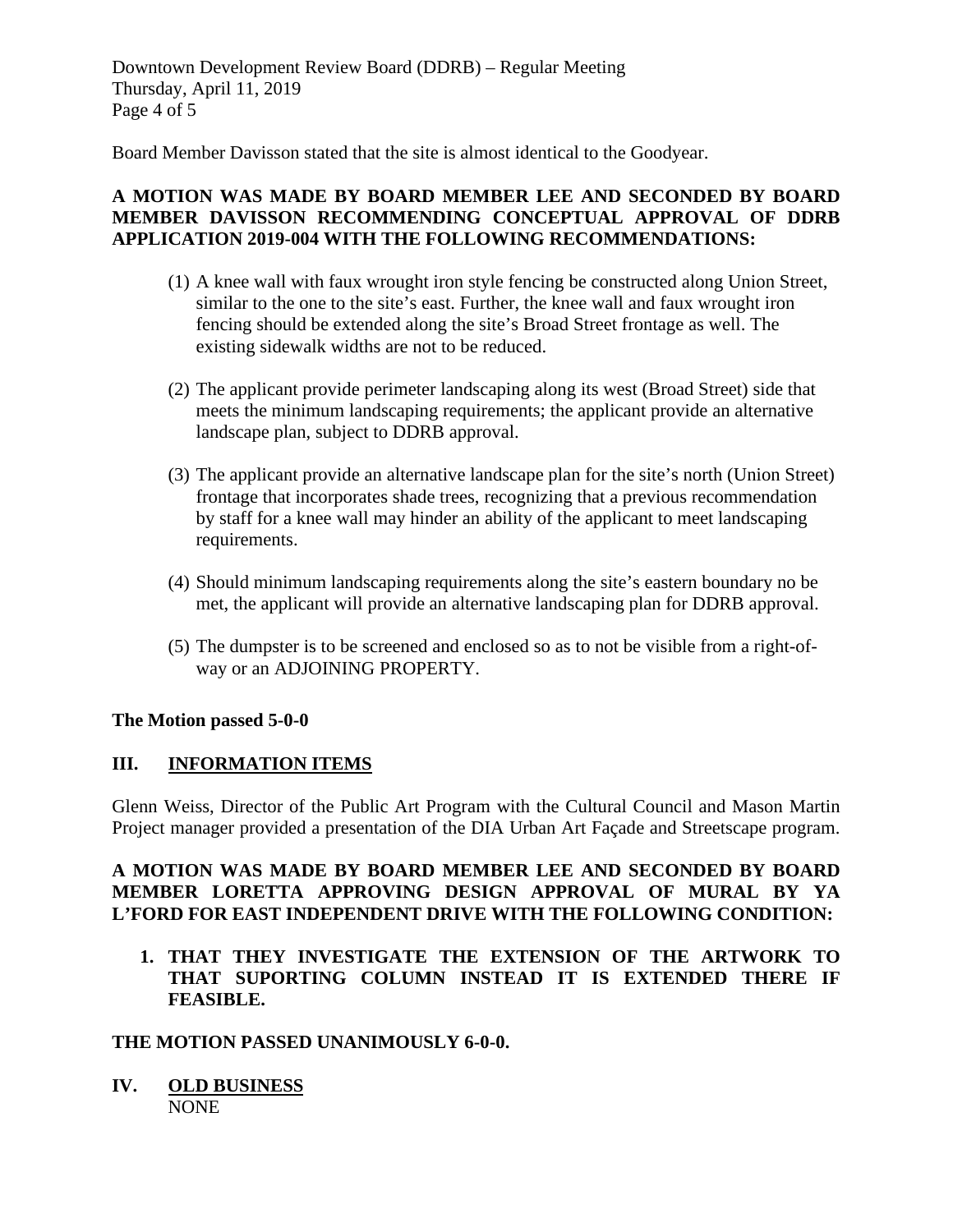Board Member Davisson stated that the site is almost identical to the Goodyear.

**A MOTION WAS MADE BY BOARD MEMBER LEE AND SECONDED BY BOARD MEMBER DAVISSON RECOMMENDING CONCEPTUAL APPROVAL OF DDRB APPLICATION 2019-004 WITH THE FOLLOWING RECOMMENDATIONS:**

(1) A knee wall with faux wrought iron style fencing be constructed along Union Street, similar to the one to the site's east. Further, the knee wall and faux wrought iron fencing should be extended along the site's Broad Street frontage as well. The existing sidewalk widths are not to be reduced.

(2) The applicant provide perimeter landscaping along its west (Broad Street) side that meets the minimum landscaping requirements; the applicant provide an alternative landscape plan, subject to DDRB approval.

(3) The applicant provide an alternative landscape plan for the site's north (Union Street) frontage that incorporates shade trees, recognizing that a previous recommendation by staff for a knee wall may hinder an ability of the applicant to meet landscaping requirements.

(4) Should minimum landscaping requirements along the site's eastern boundary no be met, the applicant will provide an alternative landscaping plan for DDRB approval.

(5) The dumpster is to be screened and enclosed so as to not be visible from a right-of-way or an ADJOINING PROPERTY.

**The Motion passed 5-0-0**

## III. INFORMATION ITEMS

Glenn Weiss, Director of the Public Art Program with the Cultural Council and Mason Martin Project manager provided a presentation of the DIA Urban Art Façade and Streetscape program.

**A MOTION WAS MADE BY BOARD MEMBER LEE AND SECONDED BY BOARD MEMBER LORETTA APPROVING DESIGN APPROVAL OF MURAL BY YA L'FORD FOR EAST INDEPENDENT DRIVE WITH THE FOLLOWING CONDITION:**

1. **THAT THEY INVESTIGATE THE EXTENSION OF THE ARTWORK TO THAT SUPORTING COLUMN INSTEAD IT IS EXTENDED THERE IF FEASIBLE.**

**THE MOTION PASSED UNANIMOUSLY 6-0-0.**

## IV. OLD BUSINESS

NONE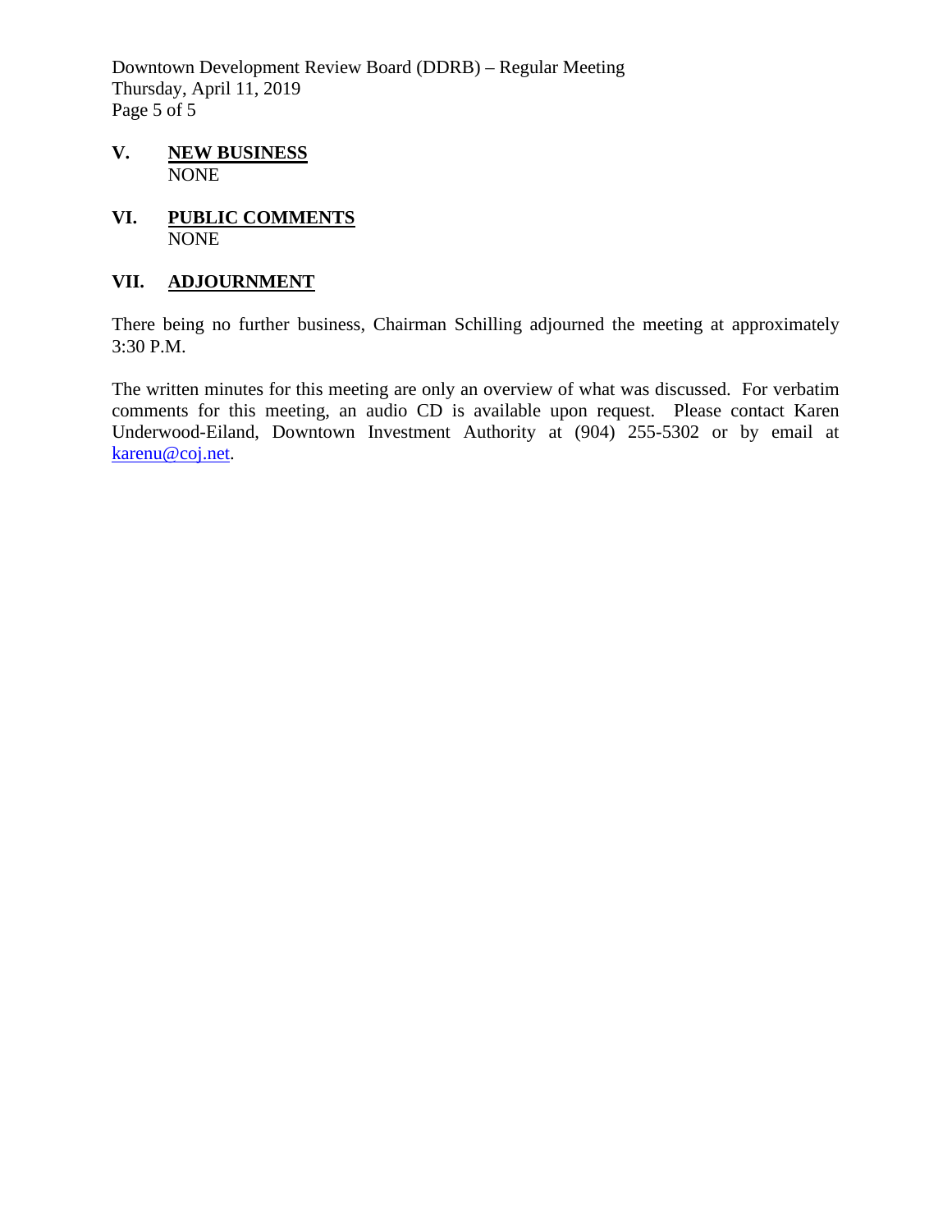## V. NEW BUSINESS

NONE

## VI. PUBLIC COMMENTS

NONE

## VII. ADJOURNMENT

There being no further business, Chairman Schilling adjourned the meeting at approximately 3:30 P.M.

The written minutes for this meeting are only an overview of what was discussed. For verbatim comments for this meeting, an audio CD is available upon request. Please contact Karen Underwood-Eiland, Downtown Investment Authority at (904) 255-5302 or by email at karenu@coj.net.